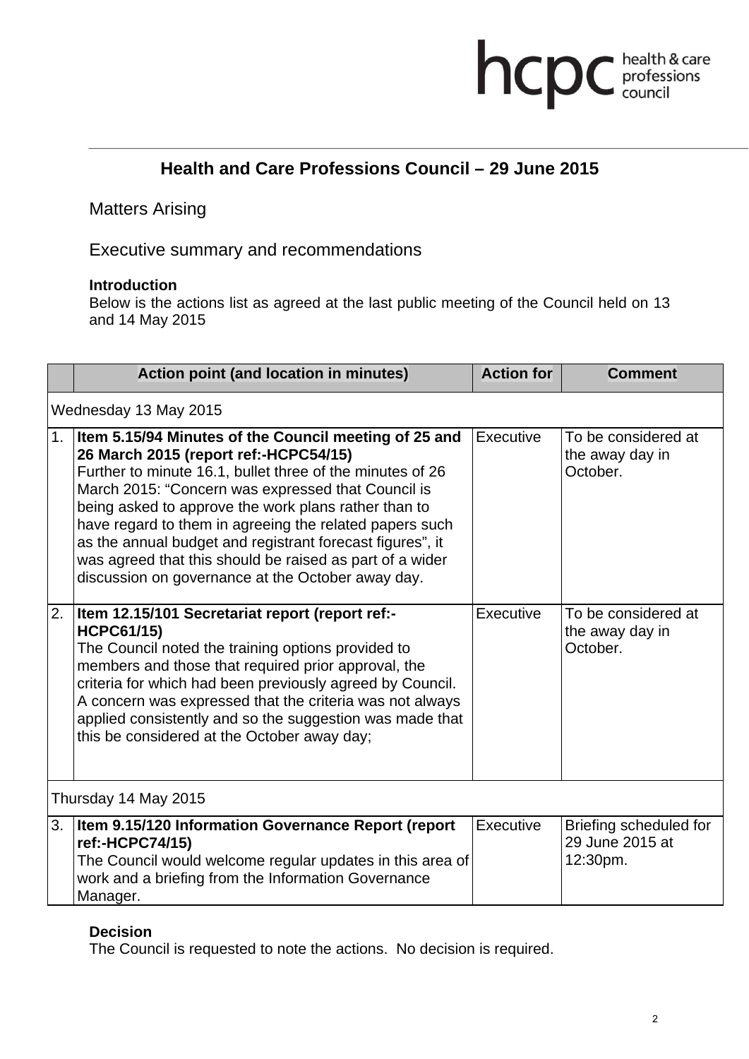# Health and Care Professions Council – 29 June 2015

## Matters Arising

## Executive summary and recommendations

**Introduction**

Below is the actions list as agreed at the last public meeting of the Council held on 13 and 14 May 2015

| | Action point (and location in minutes) | Action for | Comment |
|---|---|---|---|
| Wednesday 13 May 2015 | | | |
| 1. | **Item 5.15/94 Minutes of the Council meeting of 25 and 26 March 2015 (report ref:-HCPC54/15)** Further to minute 16.1, bullet three of the minutes of 26 March 2015: "Concern was expressed that Council is being asked to approve the work plans rather than to have regard to them in agreeing the related papers such as the annual budget and registrant forecast figures", it was agreed that this should be raised as part of a wider discussion on governance at the October away day. | Executive | To be considered at the away day in October. |
| 2. | **Item 12.15/101 Secretariat report (report ref:-HCPC61/15)** The Council noted the training options provided to members and those that required prior approval, the criteria for which had been previously agreed by Council. A concern was expressed that the criteria was not always applied consistently and so the suggestion was made that this be considered at the October away day; | Executive | To be considered at the away day in October. |
| Thursday 14 May 2015 | | | |
| 3. | **Item 9.15/120 Information Governance Report (report ref:-HCPC74/15)** The Council would welcome regular updates in this area of work and a briefing from the Information Governance Manager. | Executive | Briefing scheduled for 29 June 2015 at 12:30pm. |

**Decision**

The Council is requested to note the actions. No decision is required.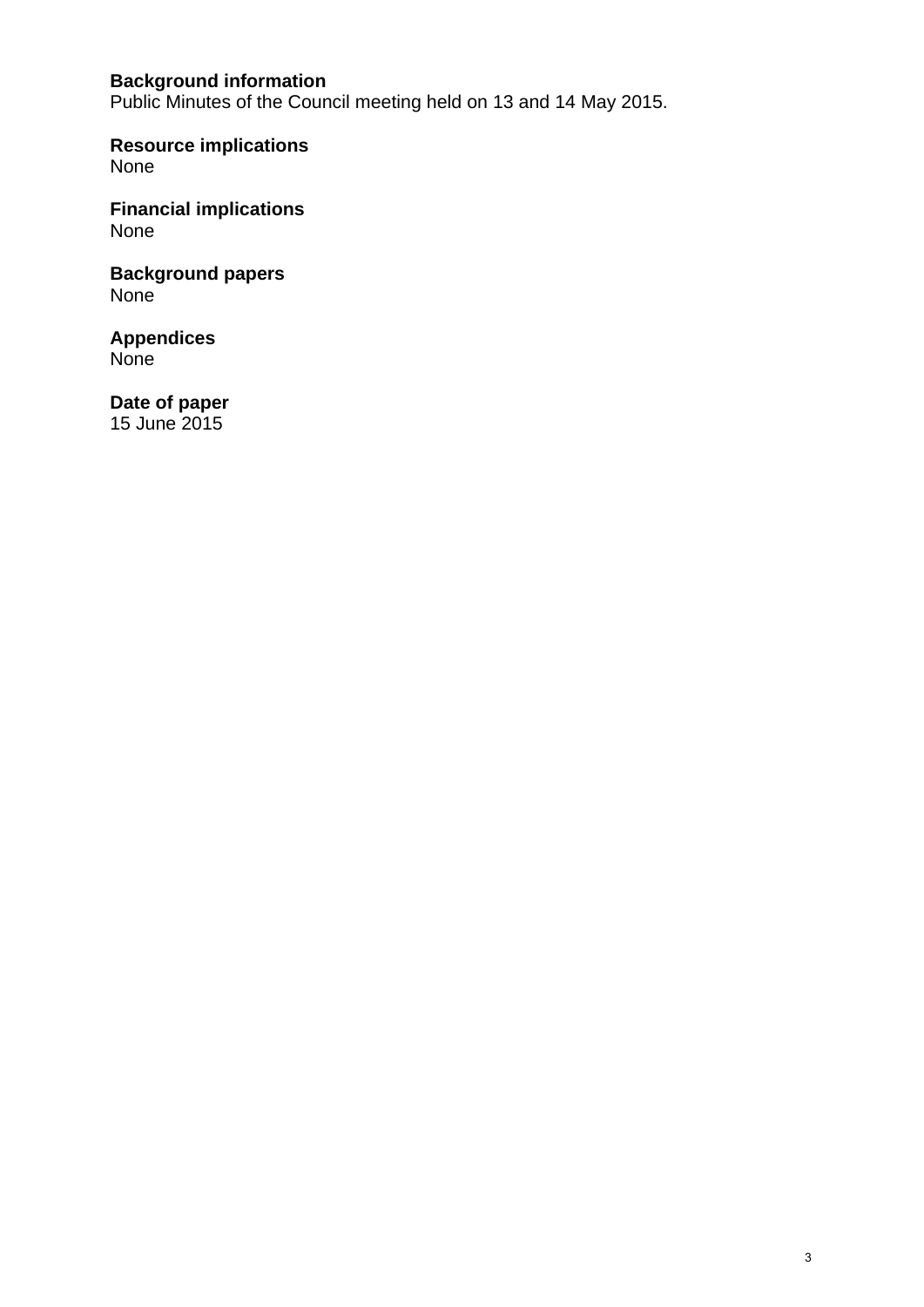**Background information**
Public Minutes of the Council meeting held on 13 and 14 May 2015.

**Resource implications**
None

**Financial implications**
None

**Background papers**
None

**Appendices**
None

**Date of paper**
15 June 2015